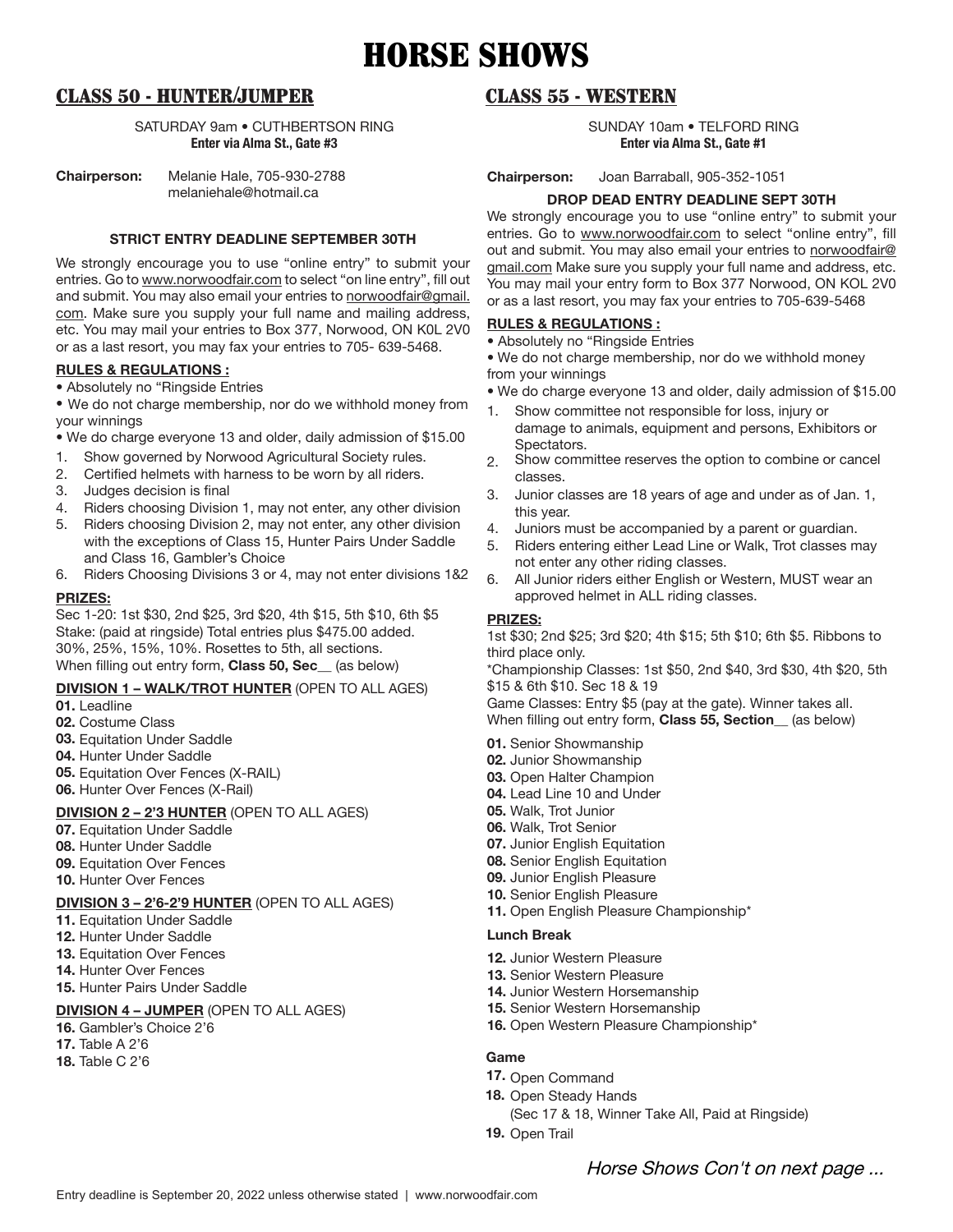# HORSE SHOWS

## CLASS 50 - HUNTER/JUMPER

SATURDAY 9am • CUTHBERTSON RING
**Enter via Alma St., Gate #3**

**Chairperson:** Melanie Hale, 705-930-2788
melaniehale@hotmail.ca

**STRICT ENTRY DEADLINE SEPTEMBER 30TH**

We strongly encourage you to use "online entry" to submit your entries. Go to www.norwoodfair.com to select "on line entry", fill out and submit. You may also email your entries to norwoodfair@gmail.com. Make sure you supply your full name and mailing address, etc. You may mail your entries to Box 377, Norwood, ON K0L 2V0 or as a last resort, you may fax your entries to 705- 639-5468.

**RULES & REGULATIONS :**

- Absolutely no "Ringside Entries
- We do not charge membership, nor do we withhold money from your winnings
- We do charge everyone 13 and older, daily admission of $15.00

1. Show governed by Norwood Agricultural Society rules.
2. Certified helmets with harness to be worn by all riders.
3. Judges decision is final
4. Riders choosing Division 1, may not enter, any other division
5. Riders choosing Division 2, may not enter, any other division with the exceptions of Class 15, Hunter Pairs Under Saddle and Class 16, Gambler's Choice
6. Riders Choosing Divisions 3 or 4, may not enter divisions 1&2

**PRIZES:**

Sec 1-20: 1st $30, 2nd $25, 3rd $20, 4th $15, 5th $10, 6th $5
Stake: (paid at ringside) Total entries plus $475.00 added.
30%, 25%, 15%, 10%. Rosettes to 5th, all sections.
When filling out entry form, **Class 50, Sec**__ (as below)

**DIVISION 1 – WALK/TROT HUNTER** (OPEN TO ALL AGES)

**01.** Leadline
**02.** Costume Class
**03.** Equitation Under Saddle
**04.** Hunter Under Saddle
**05.** Equitation Over Fences (X-RAIL)
**06.** Hunter Over Fences (X-Rail)

**DIVISION 2 – 2'3 HUNTER** (OPEN TO ALL AGES)

**07.** Equitation Under Saddle
**08.** Hunter Under Saddle
**09.** Equitation Over Fences
**10.** Hunter Over Fences

**DIVISION 3 – 2'6-2'9 HUNTER** (OPEN TO ALL AGES)

**11.** Equitation Under Saddle
**12.** Hunter Under Saddle
**13.** Equitation Over Fences
**14.** Hunter Over Fences
**15.** Hunter Pairs Under Saddle

**DIVISION 4 – JUMPER** (OPEN TO ALL AGES)

**16.** Gambler's Choice 2'6
**17.** Table A 2'6
**18.** Table C 2'6

## CLASS 55 - WESTERN

SUNDAY 10am • TELFORD RING
**Enter via Alma St., Gate #1**

**Chairperson:** Joan Barraball, 905-352-1051

**DROP DEAD ENTRY DEADLINE SEPT 30TH**

We strongly encourage you to use "online entry" to submit your entries. Go to www.norwoodfair.com to select "online entry", fill out and submit. You may also email your entries to norwoodfair@gmail.com Make sure you supply your full name and address, etc. You may mail your entry form to Box 377 Norwood, ON KOL 2V0 or as a last resort, you may fax your entries to 705-639-5468

**RULES & REGULATIONS :**

- Absolutely no "Ringside Entries
- We do not charge membership, nor do we withhold money from your winnings
- We do charge everyone 13 and older, daily admission of $15.00

1. Show committee not responsible for loss, injury or damage to animals, equipment and persons, Exhibitors or Spectators.
2. Show committee reserves the option to combine or cancel classes.
3. Junior classes are 18 years of age and under as of Jan. 1, this year.
4. Juniors must be accompanied by a parent or guardian.
5. Riders entering either Lead Line or Walk, Trot classes may not enter any other riding classes.
6. All Junior riders either English or Western, MUST wear an approved helmet in ALL riding classes.

**PRIZES:**

1st $30; 2nd $25; 3rd $20; 4th $15; 5th $10; 6th $5. Ribbons to third place only.
*Championship Classes: 1st $50, 2nd $40, 3rd $30, 4th $20, 5th $15 & 6th $10. Sec 18 & 19
Game Classes: Entry $5 (pay at the gate). Winner takes all.
When filling out entry form, **Class 55, Section**__ (as below)

**01.** Senior Showmanship
**02.** Junior Showmanship
**03.** Open Halter Champion
**04.** Lead Line 10 and Under
**05.** Walk, Trot Junior
**06.** Walk, Trot Senior
**07.** Junior English Equitation
**08.** Senior English Equitation
**09.** Junior English Pleasure
**10.** Senior English Pleasure
**11.** Open English Pleasure Championship*

**Lunch Break**

**12.** Junior Western Pleasure
**13.** Senior Western Pleasure
**14.** Junior Western Horsemanship
**15.** Senior Western Horsemanship
**16.** Open Western Pleasure Championship*

**Game**

**17.** Open Command
**18.** Open Steady Hands
(Sec 17 & 18, Winner Take All, Paid at Ringside)
**19.** Open Trail

*Horse Shows Con't on next page ...*

Entry deadline is September 20, 2022 unless otherwise stated | www.norwoodfair.com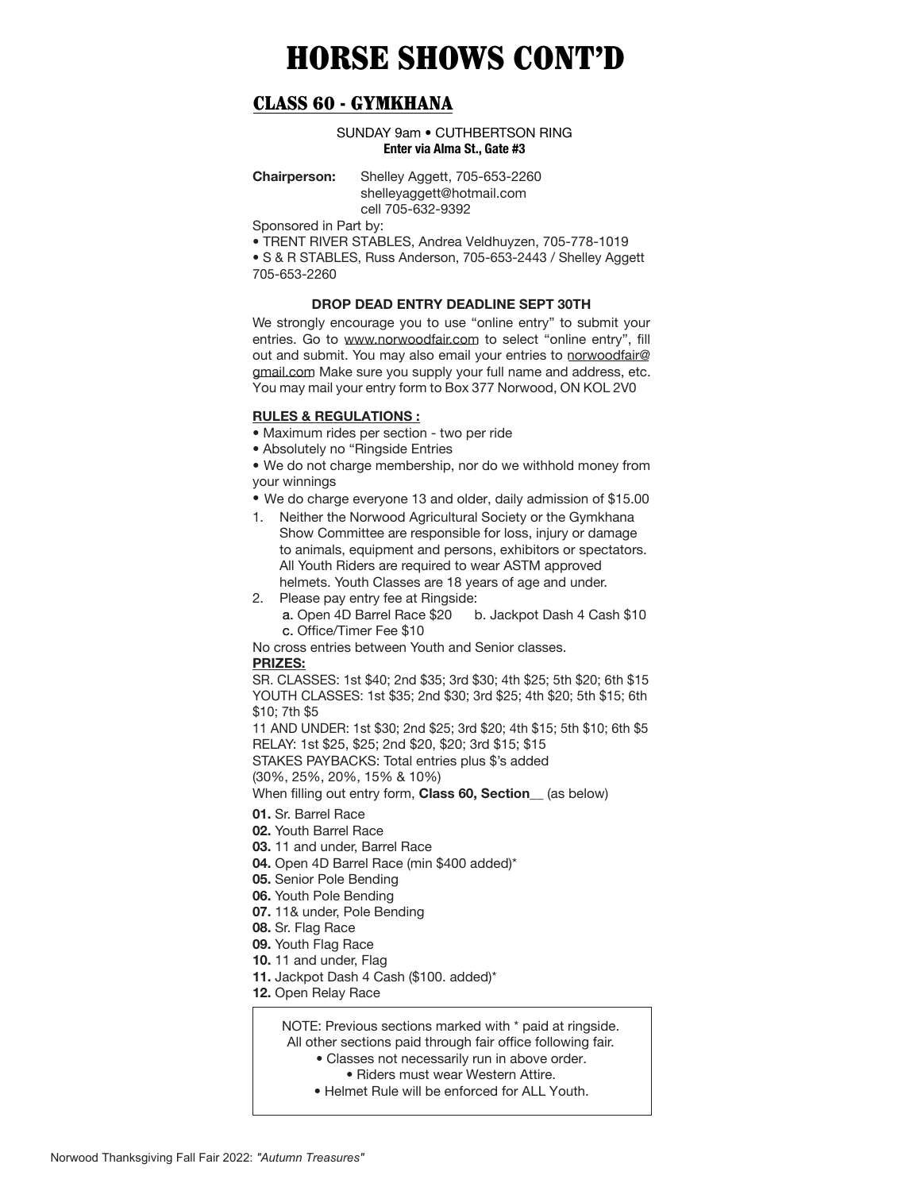# HORSE SHOWS CONT'D

## CLASS 60 - GYMKHANA

SUNDAY 9am • CUTHBERTSON RING
**Enter via Alma St., Gate #3**

**Chairperson:** Shelley Aggett, 705-653-2260
shelleyaggett@hotmail.com
cell 705-632-9392

Sponsored in Part by:

• TRENT RIVER STABLES, Andrea Veldhuyzen, 705-778-1019

• S & R STABLES, Russ Anderson, 705-653-2443 / Shelley Aggett 705-653-2260

**DROP DEAD ENTRY DEADLINE SEPT 30TH**

We strongly encourage you to use "online entry" to submit your entries. Go to www.norwoodfair.com to select "online entry", fill out and submit. You may also email your entries to norwoodfair@gmail.com Make sure you supply your full name and address, etc. You may mail your entry form to Box 377 Norwood, ON KOL 2V0

**RULES & REGULATIONS :**

- Maximum rides per section - two per ride
- Absolutely no "Ringside Entries
- We do not charge membership, nor do we withhold money from your winnings
- We do charge everyone 13 and older, daily admission of $15.00

1. Neither the Norwood Agricultural Society or the Gymkhana Show Committee are responsible for loss, injury or damage to animals, equipment and persons, exhibitors or spectators. All Youth Riders are required to wear ASTM approved helmets. Youth Classes are 18 years of age and under.
2. Please pay entry fee at Ringside:
   a. Open 4D Barrel Race $20 b. Jackpot Dash 4 Cash $10
   c. Office/Timer Fee $10

No cross entries between Youth and Senior classes.

**PRIZES:**

SR. CLASSES: 1st $40; 2nd $35; 3rd $30; 4th $25; 5th $20; 6th $15
YOUTH CLASSES: 1st $35; 2nd $30; 3rd $25; 4th $20; 5th $15; 6th $10; 7th $5
11 AND UNDER: 1st $30; 2nd $25; 3rd $20; 4th $15; 5th $10; 6th $5
RELAY: 1st $25, $25; 2nd $20, $20; 3rd $15; $15
STAKES PAYBACKS: Total entries plus $'s added
(30%, 25%, 20%, 15% & 10%)

When filling out entry form, **Class 60, Section__** (as below)

**01.** Sr. Barrel Race
**02.** Youth Barrel Race
**03.** 11 and under, Barrel Race
**04.** Open 4D Barrel Race (min $400 added)*
**05.** Senior Pole Bending
**06.** Youth Pole Bending
**07.** 11& under, Pole Bending
**08.** Sr. Flag Race
**09.** Youth Flag Race
**10.** 11 and under, Flag
**11.** Jackpot Dash 4 Cash ($100. added)*
**12.** Open Relay Race

NOTE: Previous sections marked with * paid at ringside.
All other sections paid through fair office following fair.

- Classes not necessarily run in above order.
- Riders must wear Western Attire.
- Helmet Rule will be enforced for ALL Youth.